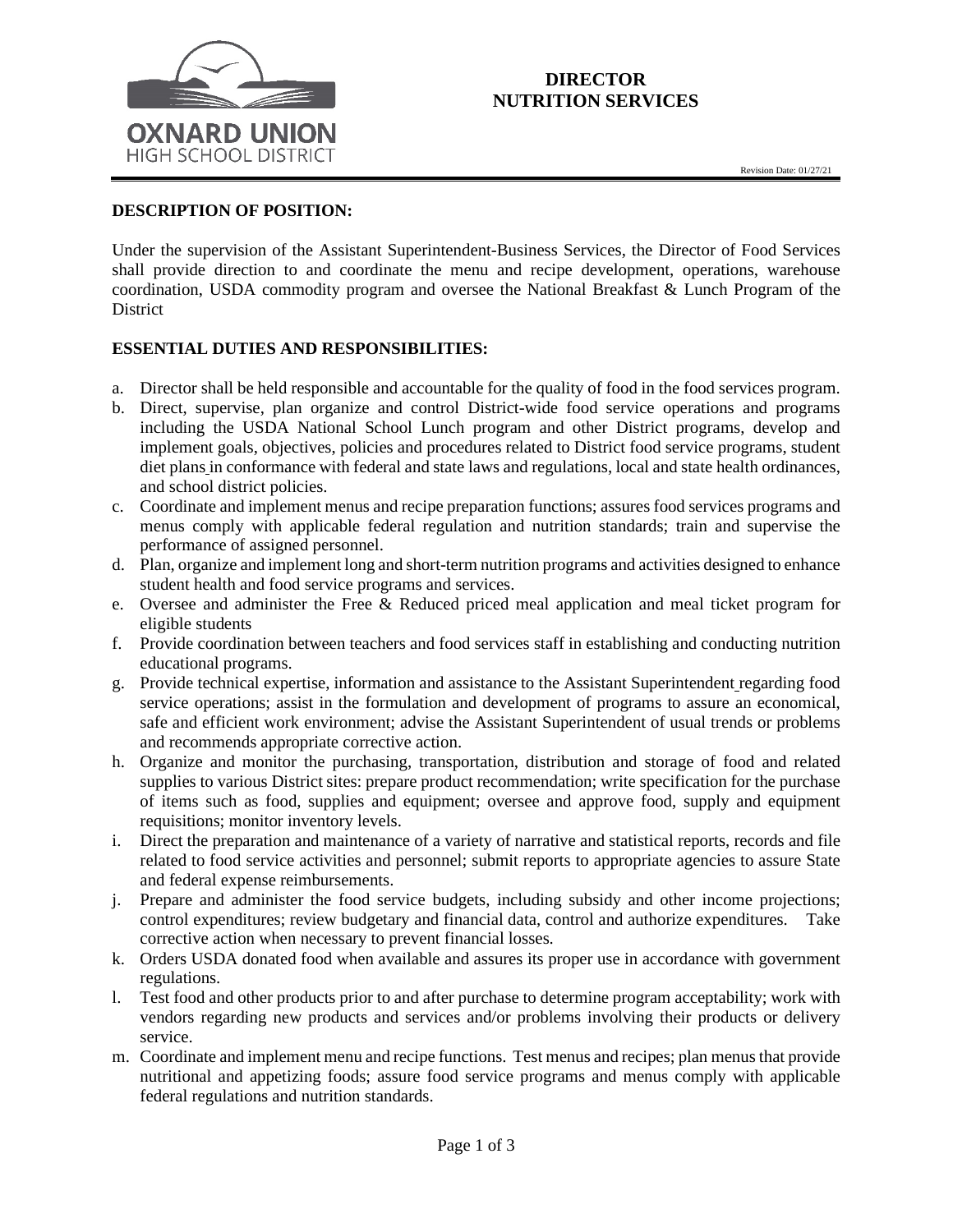**OXNARD UNION**
HIGH SCHOOL DISTRICT

# DIRECTOR
# NUTRITION SERVICES

Revision Date: 01/27/21

## DESCRIPTION OF POSITION:

Under the supervision of the Assistant Superintendent-Business Services, the Director of Food Services shall provide direction to and coordinate the menu and recipe development, operations, warehouse coordination, USDA commodity program and oversee the National Breakfast & Lunch Program of the District

## ESSENTIAL DUTIES AND RESPONSIBILITIES:

a. Director shall be held responsible and accountable for the quality of food in the food services program.
b. Direct, supervise, plan organize and control District-wide food service operations and programs including the USDA National School Lunch program and other District programs, develop and implement goals, objectives, policies and procedures related to District food service programs, student diet plans in conformance with federal and state laws and regulations, local and state health ordinances, and school district policies.
c. Coordinate and implement menus and recipe preparation functions; assures food services programs and menus comply with applicable federal regulation and nutrition standards; train and supervise the performance of assigned personnel.
d. Plan, organize and implement long and short-term nutrition programs and activities designed to enhance student health and food service programs and services.
e. Oversee and administer the Free & Reduced priced meal application and meal ticket program for eligible students
f. Provide coordination between teachers and food services staff in establishing and conducting nutrition educational programs.
g. Provide technical expertise, information and assistance to the Assistant Superintendent regarding food service operations; assist in the formulation and development of programs to assure an economical, safe and efficient work environment; advise the Assistant Superintendent of usual trends or problems and recommends appropriate corrective action.
h. Organize and monitor the purchasing, transportation, distribution and storage of food and related supplies to various District sites: prepare product recommendation; write specification for the purchase of items such as food, supplies and equipment; oversee and approve food, supply and equipment requisitions; monitor inventory levels.
i. Direct the preparation and maintenance of a variety of narrative and statistical reports, records and file related to food service activities and personnel; submit reports to appropriate agencies to assure State and federal expense reimbursements.
j. Prepare and administer the food service budgets, including subsidy and other income projections; control expenditures; review budgetary and financial data, control and authorize expenditures. Take corrective action when necessary to prevent financial losses.
k. Orders USDA donated food when available and assures its proper use in accordance with government regulations.
l. Test food and other products prior to and after purchase to determine program acceptability; work with vendors regarding new products and services and/or problems involving their products or delivery service.
m. Coordinate and implement menu and recipe functions. Test menus and recipes; plan menus that provide nutritional and appetizing foods; assure food service programs and menus comply with applicable federal regulations and nutrition standards.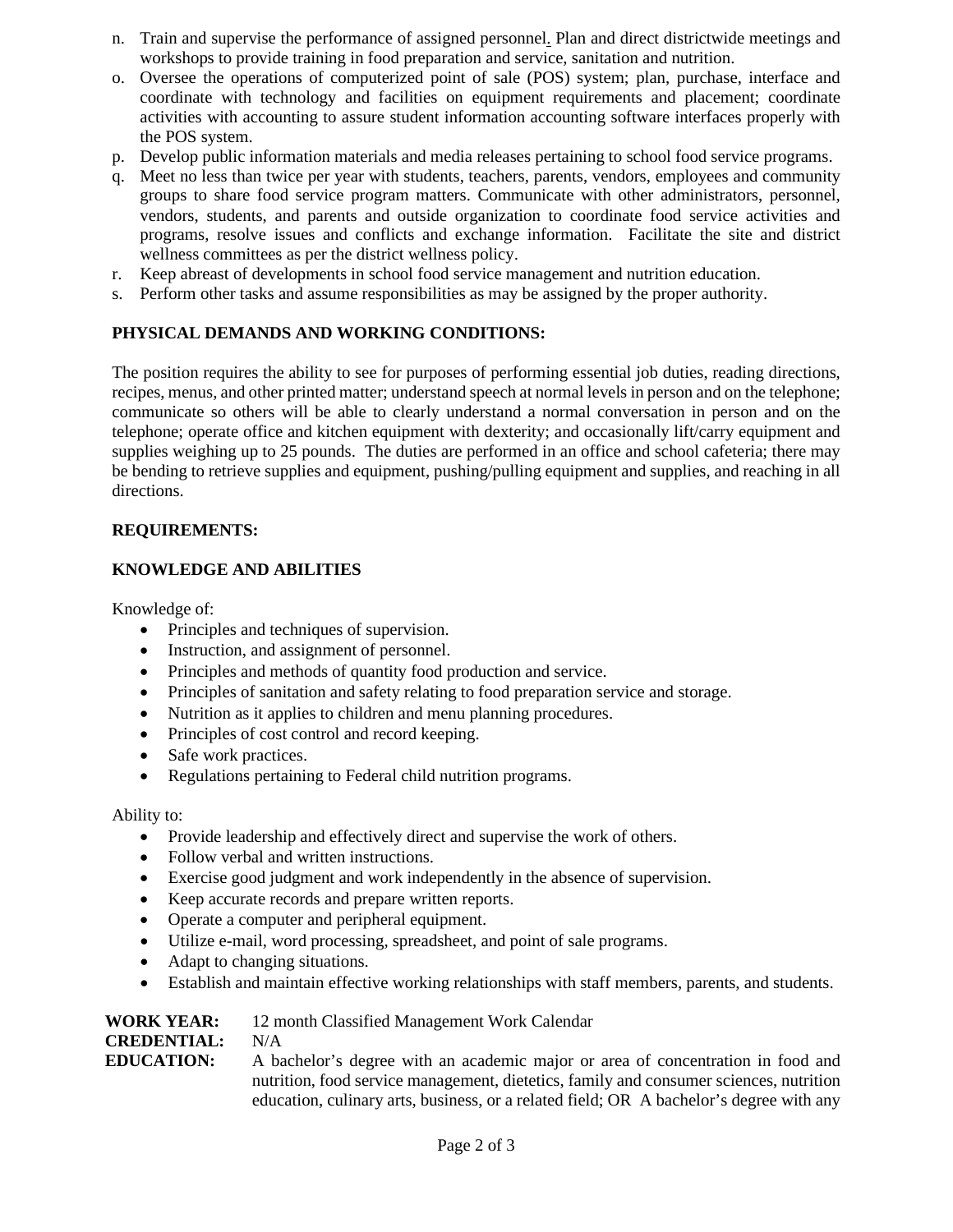n. Train and supervise the performance of assigned personnel. Plan and direct districtwide meetings and workshops to provide training in food preparation and service, sanitation and nutrition.
o. Oversee the operations of computerized point of sale (POS) system; plan, purchase, interface and coordinate with technology and facilities on equipment requirements and placement; coordinate activities with accounting to assure student information accounting software interfaces properly with the POS system.
p. Develop public information materials and media releases pertaining to school food service programs.
q. Meet no less than twice per year with students, teachers, parents, vendors, employees and community groups to share food service program matters. Communicate with other administrators, personnel, vendors, students, and parents and outside organization to coordinate food service activities and programs, resolve issues and conflicts and exchange information. Facilitate the site and district wellness committees as per the district wellness policy.
r. Keep abreast of developments in school food service management and nutrition education.
s. Perform other tasks and assume responsibilities as may be assigned by the proper authority.

**PHYSICAL DEMANDS AND WORKING CONDITIONS:**

The position requires the ability to see for purposes of performing essential job duties, reading directions, recipes, menus, and other printed matter; understand speech at normal levels in person and on the telephone; communicate so others will be able to clearly understand a normal conversation in person and on the telephone; operate office and kitchen equipment with dexterity; and occasionally lift/carry equipment and supplies weighing up to 25 pounds. The duties are performed in an office and school cafeteria; there may be bending to retrieve supplies and equipment, pushing/pulling equipment and supplies, and reaching in all directions.

**REQUIREMENTS:**

**KNOWLEDGE AND ABILITIES**

Knowledge of:

- Principles and techniques of supervision.
- Instruction, and assignment of personnel.
- Principles and methods of quantity food production and service.
- Principles of sanitation and safety relating to food preparation service and storage.
- Nutrition as it applies to children and menu planning procedures.
- Principles of cost control and record keeping.
- Safe work practices.
- Regulations pertaining to Federal child nutrition programs.

Ability to:

- Provide leadership and effectively direct and supervise the work of others.
- Follow verbal and written instructions.
- Exercise good judgment and work independently in the absence of supervision.
- Keep accurate records and prepare written reports.
- Operate a computer and peripheral equipment.
- Utilize e-mail, word processing, spreadsheet, and point of sale programs.
- Adapt to changing situations.
- Establish and maintain effective working relationships with staff members, parents, and students.

**WORK YEAR:** 12 month Classified Management Work Calendar

**CREDENTIAL:** N/A

**EDUCATION:** A bachelor's degree with an academic major or area of concentration in food and nutrition, food service management, dietetics, family and consumer sciences, nutrition education, culinary arts, business, or a related field; OR A bachelor's degree with any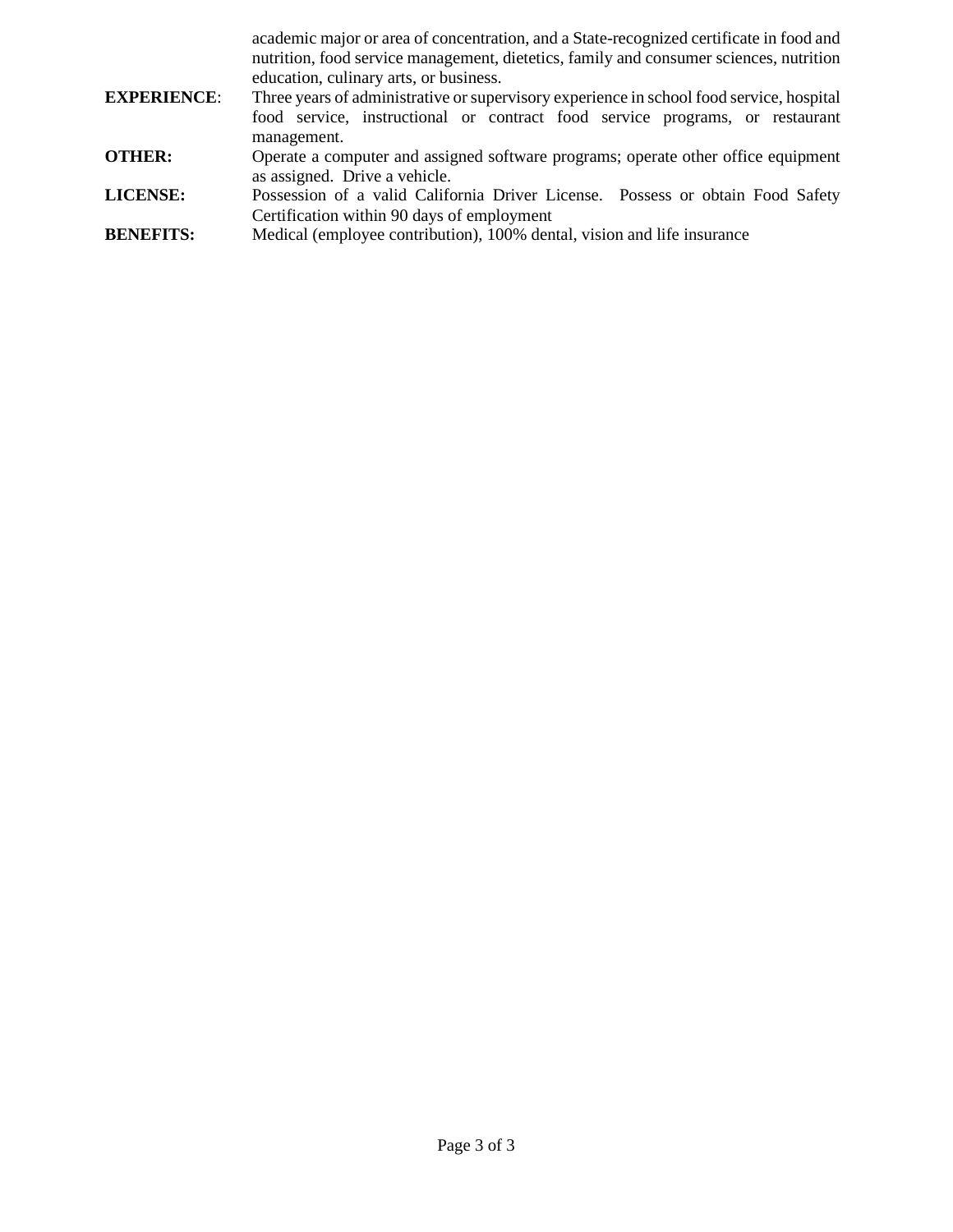academic major or area of concentration, and a State-recognized certificate in food and nutrition, food service management, dietetics, family and consumer sciences, nutrition education, culinary arts, or business.

**EXPERIENCE**: Three years of administrative or supervisory experience in school food service, hospital food service, instructional or contract food service programs, or restaurant management.

**OTHER:** Operate a computer and assigned software programs; operate other office equipment as assigned. Drive a vehicle.

**LICENSE:** Possession of a valid California Driver License. Possess or obtain Food Safety Certification within 90 days of employment

**BENEFITS:** Medical (employee contribution), 100% dental, vision and life insurance